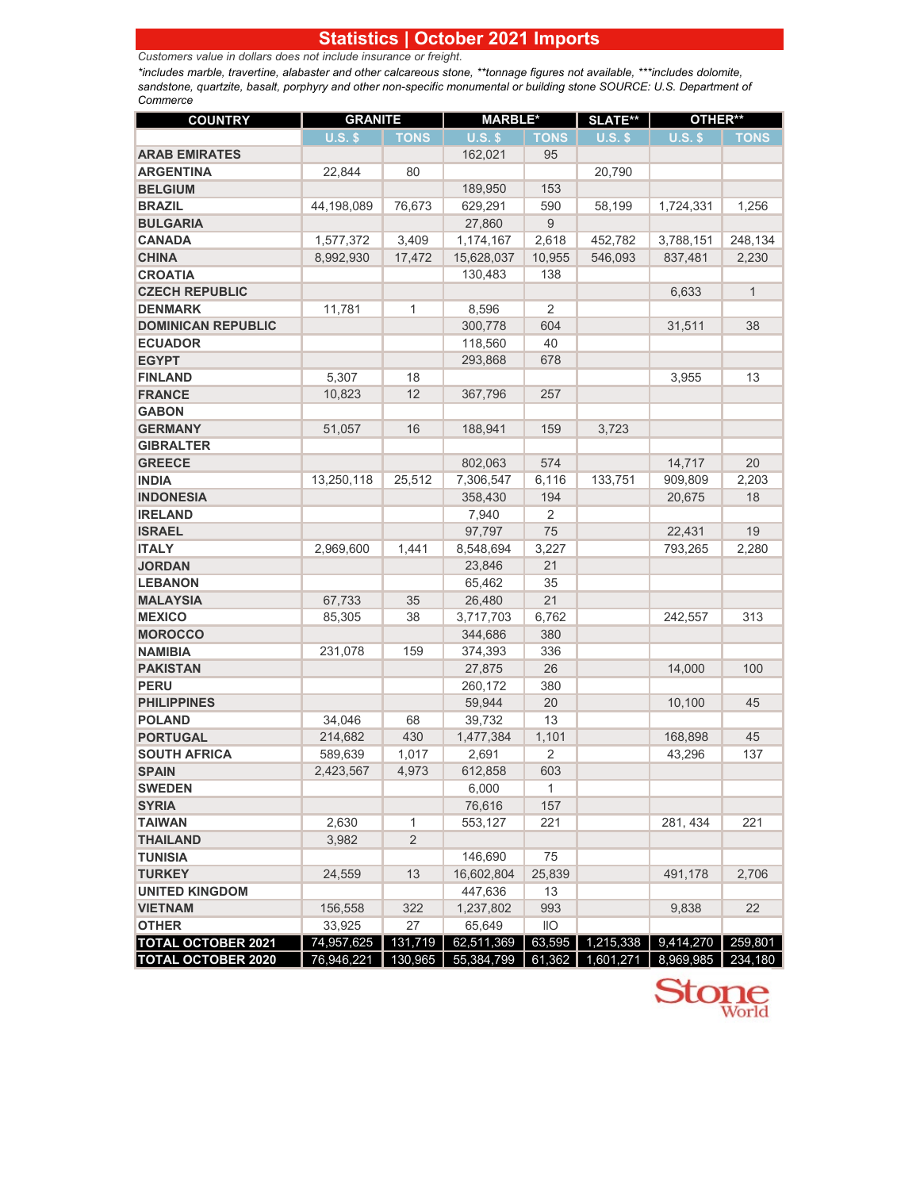# Statistics | October 2021 Imports

*Customers value in dollars does not include insurance or freight.*

*\*includes marble, travertine, alabaster and other calcareous stone, \*\*tonnage figures not available, \*\*\*includes dolomite, sandstone, quartzite, basalt, porphyry and other non-specific monumental or building stone SOURCE: U.S. Department of Commerce*

| COUNTRY | GRANITE | | MARBLE* | | SLATE** | OTHER** | |
|---|---|---|---|---|---|---|---|
| | U.S. $ | TONS | U.S. $ | TONS | U.S. $ | U.S. $ | TONS |
| ARAB EMIRATES | | | 162,021 | 95 | | | |
| ARGENTINA | 22,844 | 80 | | | 20,790 | | |
| BELGIUM | | | 189,950 | 153 | | | |
| BRAZIL | 44,198,089 | 76,673 | 629,291 | 590 | 58,199 | 1,724,331 | 1,256 |
| BULGARIA | | | 27,860 | 9 | | | |
| CANADA | 1,577,372 | 3,409 | 1,174,167 | 2,618 | 452,782 | 3,788,151 | 248,134 |
| CHINA | 8,992,930 | 17,472 | 15,628,037 | 10,955 | 546,093 | 837,481 | 2,230 |
| CROATIA | | | 130,483 | 138 | | | |
| CZECH REPUBLIC | | | | | | 6,633 | 1 |
| DENMARK | 11,781 | 1 | 8,596 | 2 | | | |
| DOMINICAN REPUBLIC | | | 300,778 | 604 | | 31,511 | 38 |
| ECUADOR | | | 118,560 | 40 | | | |
| EGYPT | | | 293,868 | 678 | | | |
| FINLAND | 5,307 | 18 | | | | 3,955 | 13 |
| FRANCE | 10,823 | 12 | 367,796 | 257 | | | |
| GABON | | | | | | | |
| GERMANY | 51,057 | 16 | 188,941 | 159 | 3,723 | | |
| GIBRALTER | | | | | | | |
| GREECE | | | 802,063 | 574 | | 14,717 | 20 |
| INDIA | 13,250,118 | 25,512 | 7,306,547 | 6,116 | 133,751 | 909,809 | 2,203 |
| INDONESIA | | | 358,430 | 194 | | 20,675 | 18 |
| IRELAND | | | 7,940 | 2 | | | |
| ISRAEL | | | 97,797 | 75 | | 22,431 | 19 |
| ITALY | 2,969,600 | 1,441 | 8,548,694 | 3,227 | | 793,265 | 2,280 |
| JORDAN | | | 23,846 | 21 | | | |
| LEBANON | | | 65,462 | 35 | | | |
| MALAYSIA | 67,733 | 35 | 26,480 | 21 | | | |
| MEXICO | 85,305 | 38 | 3,717,703 | 6,762 | | 242,557 | 313 |
| MOROCCO | | | 344,686 | 380 | | | |
| NAMIBIA | 231,078 | 159 | 374,393 | 336 | | | |
| PAKISTAN | | | 27,875 | 26 | | 14,000 | 100 |
| PERU | | | 260,172 | 380 | | | |
| PHILIPPINES | | | 59,944 | 20 | | 10,100 | 45 |
| POLAND | 34,046 | 68 | 39,732 | 13 | | | |
| PORTUGAL | 214,682 | 430 | 1,477,384 | 1,101 | | 168,898 | 45 |
| SOUTH AFRICA | 589,639 | 1,017 | 2,691 | 2 | | 43,296 | 137 |
| SPAIN | 2,423,567 | 4,973 | 612,858 | 603 | | | |
| SWEDEN | | | 6,000 | 1 | | | |
| SYRIA | | | 76,616 | 157 | | | |
| TAIWAN | 2,630 | 1 | 553,127 | 221 | | 281, 434 | 221 |
| THAILAND | 3,982 | 2 | | | | | |
| TUNISIA | | | 146,690 | 75 | | | |
| TURKEY | 24,559 | 13 | 16,602,804 | 25,839 | | 491,178 | 2,706 |
| UNITED KINGDOM | | | 447,636 | 13 | | | |
| VIETNAM | 156,558 | 322 | 1,237,802 | 993 | | 9,838 | 22 |
| OTHER | 33,925 | 27 | 65,649 | IIO | | | |
| TOTAL OCTOBER 2021 | 74,957,625 | 131,719 | 62,511,369 | 63,595 | 1,215,338 | 9,414,270 | 259,801 |
| TOTAL OCTOBER 2020 | 76,946,221 | 130,965 | 55,384,799 | 61,362 | 1,601,271 | 8,969,985 | 234,180 |

Stone World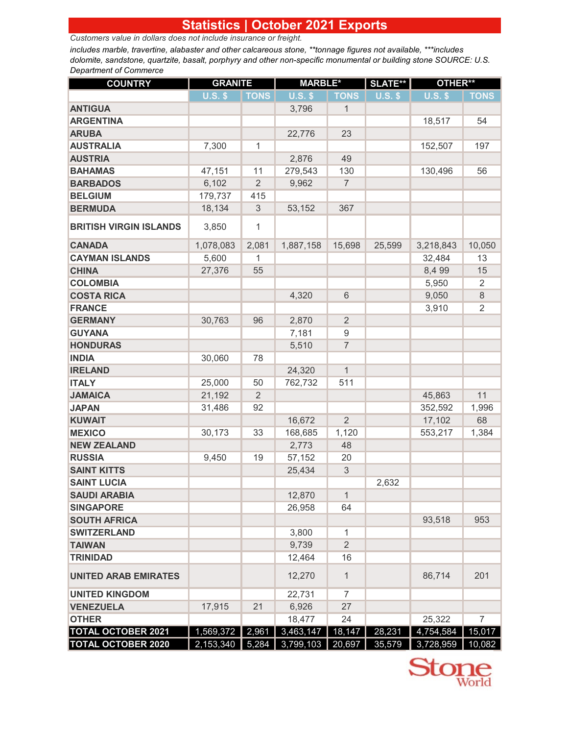# Statistics | October 2021 Exports

*Customers value in dollars does not include insurance or freight.*

*includes marble, travertine, alabaster and other calcareous stone, **tonnage figures not available, ***includes dolomite, sandstone, quartzite, basalt, porphyry and other non-specific monumental or building stone SOURCE: U.S. Department of Commerce*

| COUNTRY | GRANITE | | MARBLE* | | SLATE** | OTHER** | |
|---|---|---|---|---|---|---|---|
| | U.S. $ | TONS | U.S. $ | TONS | U.S. $ | U.S. $ | TONS |
| ANTIGUA | | | 3,796 | 1 | | | |
| ARGENTINA | | | | | | 18,517 | 54 |
| ARUBA | | | 22,776 | 23 | | | |
| AUSTRALIA | 7,300 | 1 | | | | 152,507 | 197 |
| AUSTRIA | | | 2,876 | 49 | | | |
| BAHAMAS | 47,151 | 11 | 279,543 | 130 | | 130,496 | 56 |
| BARBADOS | 6,102 | 2 | 9,962 | 7 | | | |
| BELGIUM | 179,737 | 415 | | | | | |
| BERMUDA | 18,134 | 3 | 53,152 | 367 | | | |
| BRITISH VIRGIN ISLANDS | 3,850 | 1 | | | | | |
| CANADA | 1,078,083 | 2,081 | 1,887,158 | 15,698 | 25,599 | 3,218,843 | 10,050 |
| CAYMAN ISLANDS | 5,600 | 1 | | | | 32,484 | 13 |
| CHINA | 27,376 | 55 | | | | 8,4 99 | 15 |
| COLOMBIA | | | | | | 5,950 | 2 |
| COSTA RICA | | | 4,320 | 6 | | 9,050 | 8 |
| FRANCE | | | | | | 3,910 | 2 |
| GERMANY | 30,763 | 96 | 2,870 | 2 | | | |
| GUYANA | | | 7,181 | 9 | | | |
| HONDURAS | | | 5,510 | 7 | | | |
| INDIA | 30,060 | 78 | | | | | |
| IRELAND | | | 24,320 | 1 | | | |
| ITALY | 25,000 | 50 | 762,732 | 511 | | | |
| JAMAICA | 21,192 | 2 | | | | 45,863 | 11 |
| JAPAN | 31,486 | 92 | | | | 352,592 | 1,996 |
| KUWAIT | | | 16,672 | 2 | | 17,102 | 68 |
| MEXICO | 30,173 | 33 | 168,685 | 1,120 | | 553,217 | 1,384 |
| NEW ZEALAND | | | 2,773 | 48 | | | |
| RUSSIA | 9,450 | 19 | 57,152 | 20 | | | |
| SAINT KITTS | | | 25,434 | 3 | | | |
| SAINT LUCIA | | | | | 2,632 | | |
| SAUDI ARABIA | | | 12,870 | 1 | | | |
| SINGAPORE | | | 26,958 | 64 | | | |
| SOUTH AFRICA | | | | | | 93,518 | 953 |
| SWITZERLAND | | | 3,800 | 1 | | | |
| TAIWAN | | | 9,739 | 2 | | | |
| TRINIDAD | | | 12,464 | 16 | | | |
| UNITED ARAB EMIRATES | | | 12,270 | 1 | | 86,714 | 201 |
| UNITED KINGDOM | | | 22,731 | 7 | | | |
| VENEZUELA | 17,915 | 21 | 6,926 | 27 | | | |
| OTHER | | | 18,477 | 24 | | 25,322 | 7 |
| TOTAL OCTOBER 2021 | 1,569,372 | 2,961 | 3,463,147 | 18,147 | 28,231 | 4,754,584 | 15,017 |
| TOTAL OCTOBER 2020 | 2,153,340 | 5,284 | 3,799,103 | 20,697 | 35,579 | 3,728,959 | 10,082 |

Stone World